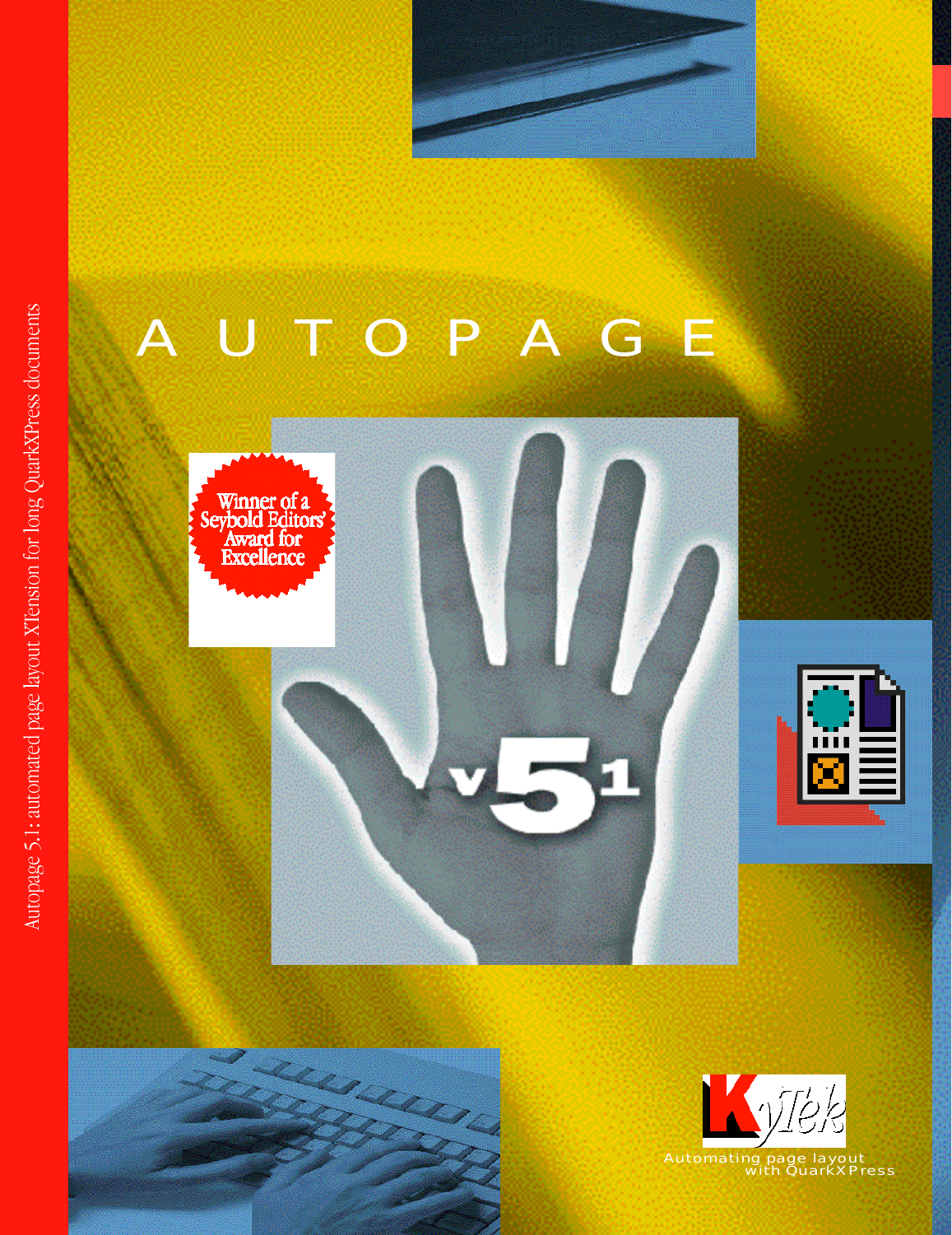Autopage 5.1: automated page layout XTension for long QuarkXPress documents

# AUTOPAGE

Winner of a Seybold Editors' Award for Excellence

v5 1

KyTek

Automating page layout with QuarkXPress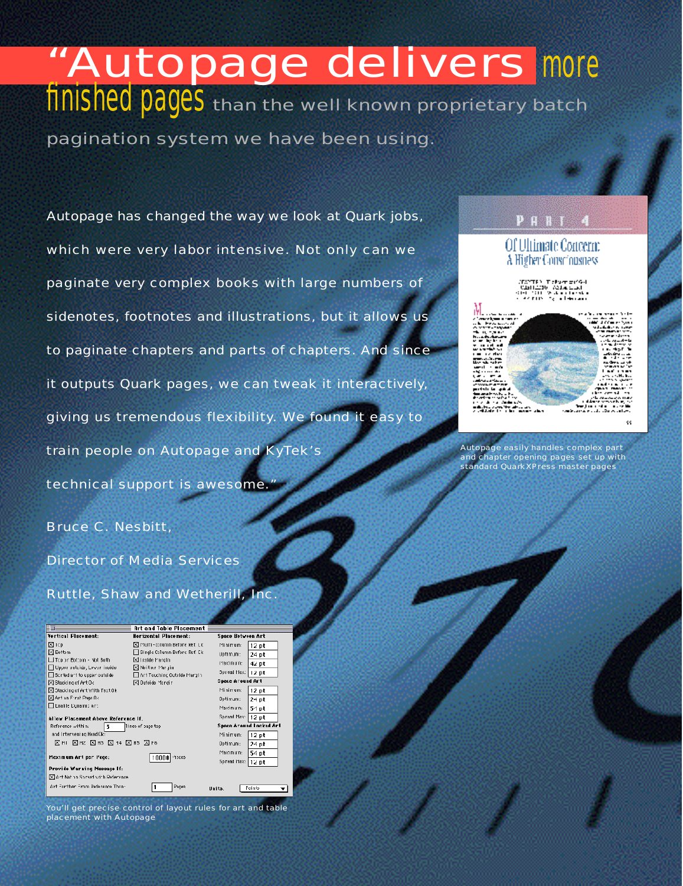# "Autopage delivers more finished pages than the well known proprietary batch pagination system we have been using.

Autopage has changed the way we look at Quark jobs, which were very labor intensive. Not only can we paginate very complex books with large numbers of sidenotes, footnotes and illustrations, but it allows us to paginate chapters and parts of chapters. And since it outputs Quark pages, we can tweak it interactively, giving us tremendous flexibility. We found it easy to train people on Autopage and KyTek's technical support is awesome."

Bruce C. Nesbitt,

Director of Media Services

Ruttle, Shaw and Wetherill, Inc.

Autopage easily handles complex part and chapter opening pages set up with standard QuarkXPress master pages

You'll get precise control of layout rules for art and table placement with Autopage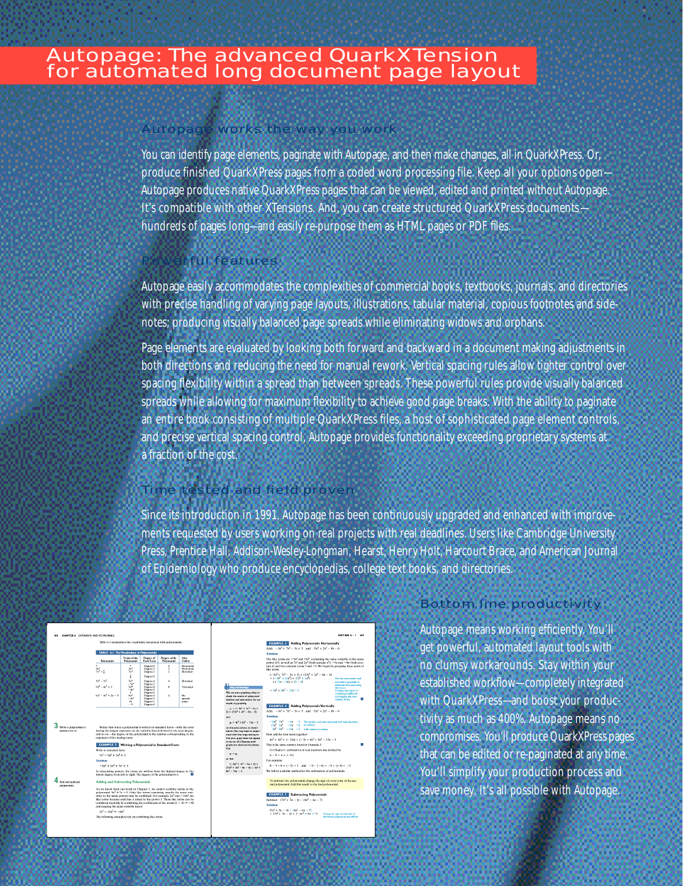# Autopage: The advanced QuarkXTension for automated long document page layout

## Autopage works the way you work

You can identify page elements, paginate with Autopage, and then make changes, all in QuarkXPress. Or, produce finished QuarkXPress pages from a coded word processing file. Keep all your options open—Autopage produces native QuarkXPress pages that can be viewed, edited and printed without Autopage. It's compatible with other XTensions. And, you can create structured QuarkXPress documents—hundreds of pages long—and easily re-purpose them as HTML pages or PDF files.

## Powerful features

Autopage easily accommodates the complexities of commercial books, textbooks, journals, and directories with precise handling of varying page layouts, illustrations, tabular material, copious footnotes and sidenotes; producing visually balanced page spreads while eliminating widows and orphans.

Page elements are evaluated by looking both forward and backward in a document making adjustments in both directions and reducing the need for manual rework. Vertical spacing rules allow tighter control over spacing flexibility within a spread than between spreads. These powerful rules provide visually balanced spreads while allowing for maximum flexibility to achieve good page breaks. With the ability to paginate an entire book consisting of multiple QuarkXPress files, a host of sophisticated page element controls, and precise vertical spacing control, Autopage provides functionality exceeding proprietary systems at a fraction of the cost.

## Time tested and field proven

Since its introduction in 1991, Autopage has been continuously upgraded and enhanced with improvements requested by users working on real projects with real deadlines. Users like Cambridge University Press, Prentice Hall, Addison-Wesley-Longman, Hearst, Henry Holt, Harcourt Brace, and American Journal of Epidemiology who produce encyclopedias, college text books, and directories.

## Bottom line productivity

Autopage means working efficiently. You'll get powerful, automated layout tools with no clumsy workarounds. Stay within your established workflow—completely integrated with QuarkXPress—and boost your productivity as much as 400%. Autopage means no compromises. You'll produce QuarkXPress pages that can be edited or re-paginated at any time. You'll simplify your production process and save money. It's all possible with Autopage.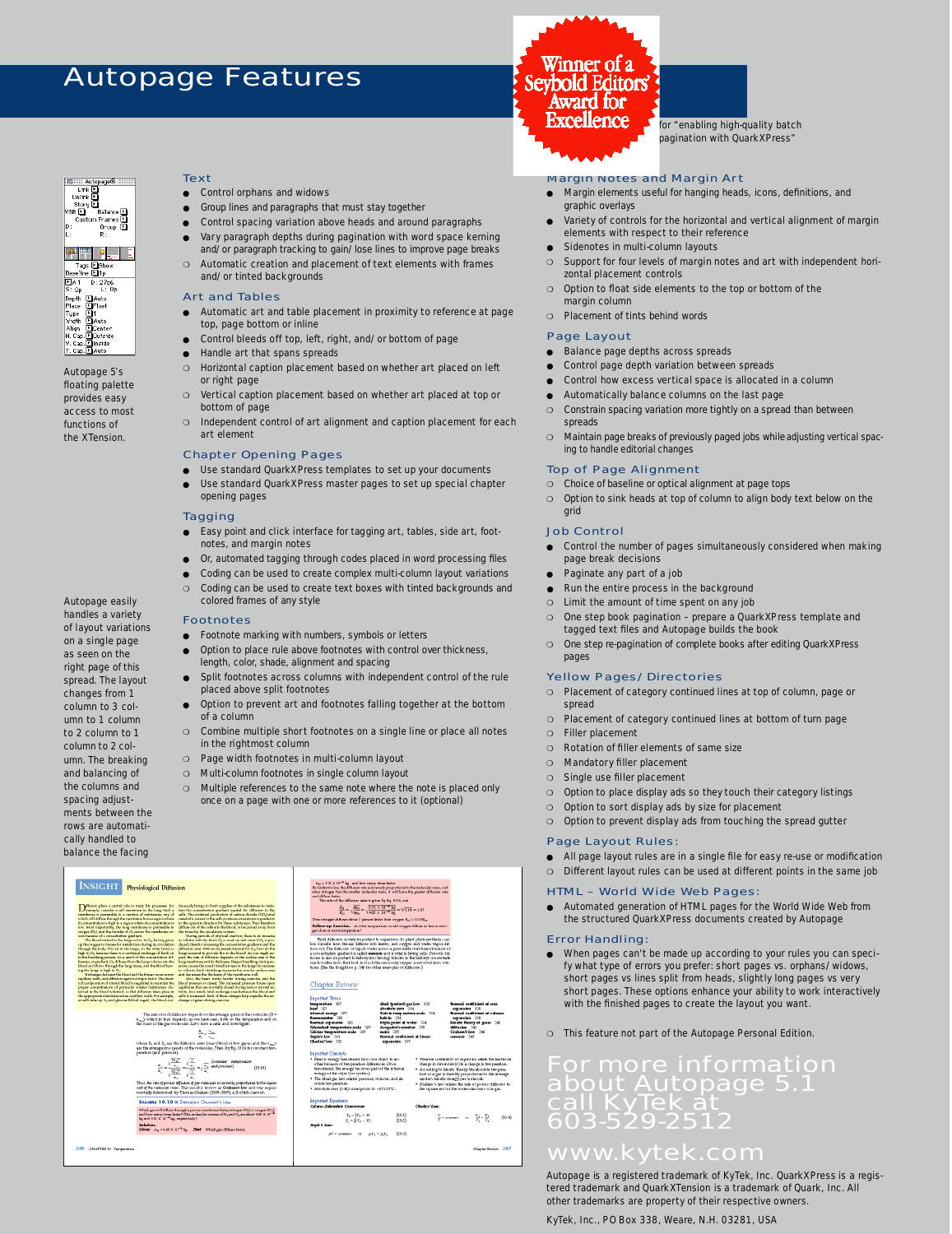# Autopage Features

**Winner of a Seybold Editors' Award for Excellence** for "enabling high-quality batch pagination with QuarkXPress"

Autopage 5's floating palette provides easy access to most functions of the XTension.

## Text

- ● Control orphans and widows
- ● Group lines and paragraphs that must stay together
- ● Control spacing variation above heads and around paragraphs
- ● Vary paragraph depths during pagination with word space kerning and/or paragraph tracking to gain/lose lines to improve page breaks
- ❍ Automatic creation and placement of text elements with frames and/or tinted backgrounds

## Art and Tables

- ● Automatic art and table placement in proximity to reference at page top, page bottom or inline
- ● Control bleeds off top, left, right, and/or bottom of page
- ● Handle art that spans spreads
- ❍ Horizontal caption placement based on whether art placed on left or right page
- ❍ Vertical caption placement based on whether art placed at top or bottom of page
- ❍ Independent control of art alignment and caption placement for each art element

## Chapter Opening Pages

- ● Use standard QuarkXPress templates to set up your documents
- ● Use standard QuarkXPress master pages to set up special chapter opening pages

## Tagging

- ● Easy point and click interface for tagging art, tables, side art, footnotes, and margin notes
- ● Or, automated tagging through codes placed in word processing files
- ● Coding can be used to create complex multi-column layout variations
- ❍ Coding can be used to create text boxes with tinted backgrounds and colored frames of any style

## Footnotes

- ● Footnote marking with numbers, symbols or letters
- ● Option to place rule above footnotes with control over thickness, length, color, shade, alignment and spacing
- ● Split footnotes across columns with independent control of the rule placed above split footnotes
- ● Option to prevent art and footnotes falling together at the bottom of a column
- ❍ Combine multiple short footnotes on a single line or place all notes in the rightmost column
- ❍ Page width footnotes in multi-column layout
- ❍ Multi-column footnotes in single column layout
- ❍ Multiple references to the same note where the note is placed only once on a page with one or more references to it (optional)

Autopage easily handles a variety of layout variations on a single page as seen on the right page of this spread. The layout changes from 1 column to 3 column to 1 column to 2 column to 1 column to 2 column. The breaking and balancing of the columns and spacing adjustments between the rows are automatically handled to balance the facing

## Margin Notes and Margin Art

- ● Margin elements useful for hanging heads, icons, definitions, and graphic overlays
- ● Variety of controls for the horizontal and vertical alignment of margin elements with respect to their reference
- ● Sidenotes in multi-column layouts
- ❍ Support for four levels of margin notes and art with independent horizontal placement controls
- ❍ Option to float side elements to the top or bottom of the margin column
- ❍ Placement of tints behind words

## Page Layout

- ● Balance page depths across spreads
- ● Control page depth variation between spreads
- ● Control how excess vertical space is allocated in a column
- ● Automatically balance columns on the last page
- ❍ Constrain spacing variation more tightly on a spread than between spreads
- ❍ Maintain page breaks of previously paged jobs while adjusting vertical spacing to handle editorial changes

## Top of Page Alignment

- ❍ Choice of baseline or optical alignment at page tops
- ❍ Option to sink heads at top of column to align body text below on the grid

## Job Control

- ● Control the number of pages simultaneously considered when making page break decisions
- ● Paginate any part of a job
- ● Run the entire process in the background
- ❍ Limit the amount of time spent on any job
- ❍ One step book pagination – prepare a QuarkXPress template and tagged text files and Autopage builds the book
- ❍ One step re-pagination of complete books after editing QuarkXPress pages

## Yellow Pages/Directories

- ❍ Placement of category continued lines at top of column, page or spread
- ❍ Placement of category continued lines at bottom of turn page
- ❍ Filler placement
- ❍ Rotation of filler elements of same size
- ❍ Mandatory filler placement
- ❍ Single use filler placement
- ❍ Option to place display ads so they touch their category listings
- ❍ Option to sort display ads by size for placement
- ❍ Option to prevent display ads from touching the spread gutter

## Page Layout Rules:

- ● All page layout rules are in a single file for easy re-use or modification
- ❍ Different layout rules can be used at different points in the same job

## HTML – World Wide Web Pages:

- ● Automated generation of HTML pages for the World Wide Web from the structured QuarkXPress documents created by Autopage

## Error Handling:

- ● When pages can't be made up according to your rules you can specify what type of errors you prefer: short pages vs. orphans/widows, short pages vs lines split from heads, slightly long pages vs very short pages. These options enhance your ability to interactively with the finished pages to create the layout you want.

❍ This feature not part of the Autopage Personal Edition.

## For more information about Autopage 5.1 call KyTek at 603-529-2512

## www.kytek.com

Autopage is a registered trademark of KyTek, Inc. QuarkXPress is a registered trademark and QuarkXTension is a trademark of Quark, Inc. All other trademarks are property of their respective owners.

KyTek, Inc., PO Box 338, Weare, N.H. 03281, USA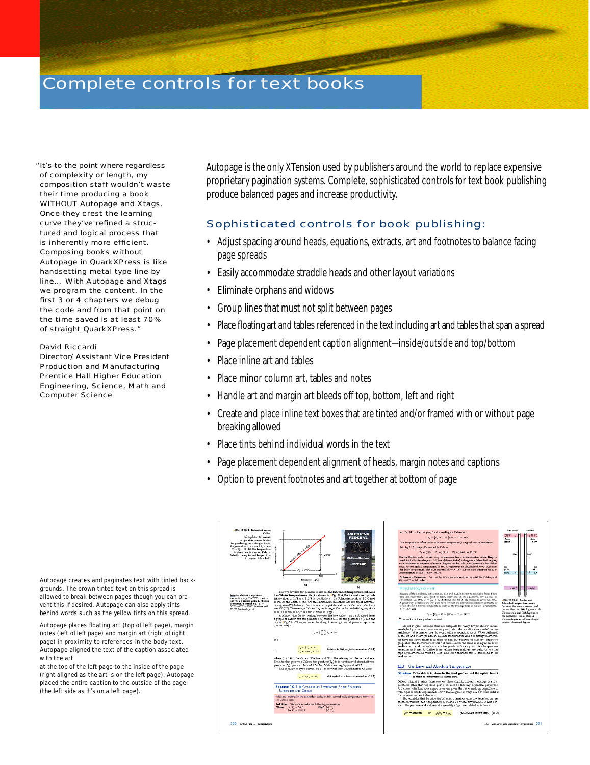# Complete controls for text books

"It's to the point where regardless of complexity or length, my composition staff wouldn't waste their time producing a book WITHOUT Autopage and Xtags. Once they crest the learning curve they've refined a structured and logical process that is inherently more efficient. Composing books without Autopage in QuarkXPress is like handsetting metal type line by line... With Autopage and Xtags we program the content. In the first 3 or 4 chapters we debug the code and from that point on the time saved is at least 70% of straight QuarkXPress."

David Riccardi
Director/Assistant Vice President
Production and Manufacturing
Prentice Hall Higher Education
Engineering, Science, Math and Computer Science

Autopage is the only XTension used by publishers around the world to replace expensive proprietary pagination systems. Complete, sophisticated controls for text book publishing produce balanced pages and increase productivity.

## Sophisticated controls for book publishing:

- Adjust spacing around heads, equations, extracts, art and footnotes to balance facing page spreads
- Easily accommodate straddle heads and other layout variations
- Eliminate orphans and widows
- Group lines that must not split between pages
- Place floating art and tables referenced in the text including art and tables that span a spread
- Page placement dependent caption alignment—inside/outside and top/bottom
- Place inline art and tables
- Place minor column art, tables and notes
- Handle art and margin art bleeds off top, bottom, left and right
- Create and place inline text boxes that are tinted and/or framed with or without page breaking allowed
- Place tints behind individual words in the text
- Page placement dependent alignment of heads, margin notes and captions
- Option to prevent footnotes and art together at bottom of page

Autopage creates and paginates text with tinted backgrounds. The brown tinted text on this spread is allowed to break between pages though you can prevent this if desired. Autopage can also apply tints behind words such as the yellow tints on this spread.

Autopage places floating art (top of left page), margin notes (left of left page) and margin art (right of right page) in proximity to references in the body text. Autopage aligned the text of the caption associated with the art at the top of the left page to the inside of the page (right aligned as the art is on the left page). Autopage placed the entire caption to the outside of the page (the left side as it's on a left page).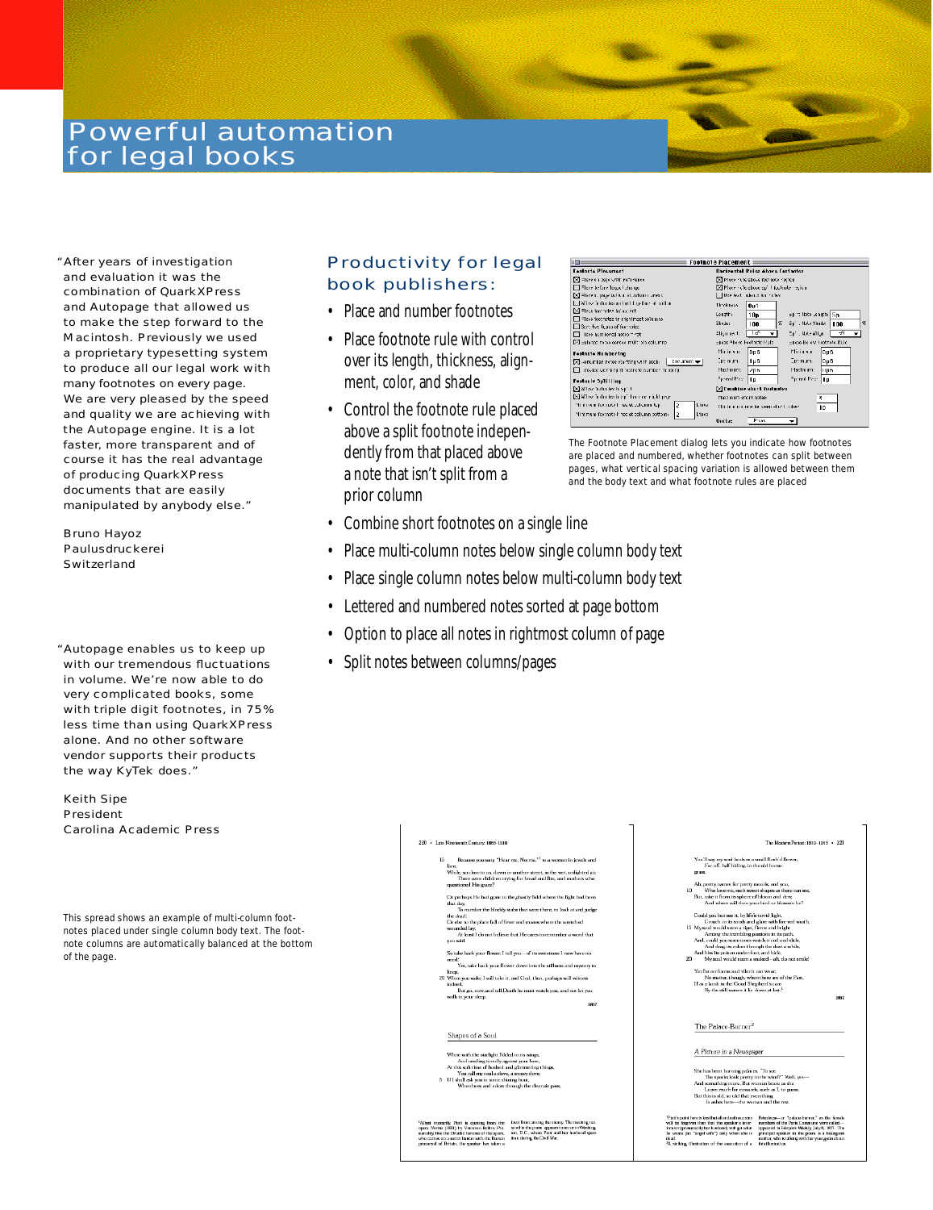# Powerful automation for legal books

"After years of investigation and evaluation it was the combination of QuarkXPress and Autopage that allowed us to make the step forward to the Macintosh. Previously we used a proprietary typesetting system to produce all our legal work with many footnotes on every page. We are very pleased by the speed and quality we are achieving with the Autopage engine. It is a lot faster, more transparent and of course it has the real advantage of producing QuarkXPress documents that are easily manipulated by anybody else."

Bruno Hayoz
Paulusdruckerei
Switzerland

"Autopage enables us to keep up with our tremendous fluctuations in volume. We're now able to do very complicated books, some with triple digit footnotes, in 75% less time than using QuarkXPress alone. And no other software vendor supports their products the way KyTek does."

Keith Sipe
President
Carolina Academic Press

This spread shows an example of multi-column footnotes placed under single column body text. The footnote columns are automatically balanced at the bottom of the page.

## Productivity for legal book publishers:

- Place and number footnotes
- Place footnote rule with control over its length, thickness, alignment, color, and shade
- Control the footnote rule placed above a split footnote independently from that placed above a note that isn't split from a prior column
- Combine short footnotes on a single line
- Place multi-column notes below single column body text
- Place single column notes below multi-column body text
- Lettered and numbered notes sorted at page bottom
- Option to place all notes in rightmost column of page
- Split notes between columns/pages

The Footnote Placement dialog lets you indicate how footnotes are placed and numbered, whether footnotes can split between pages, what vertical spacing variation is allowed between them and the body text and what footnote rules are placed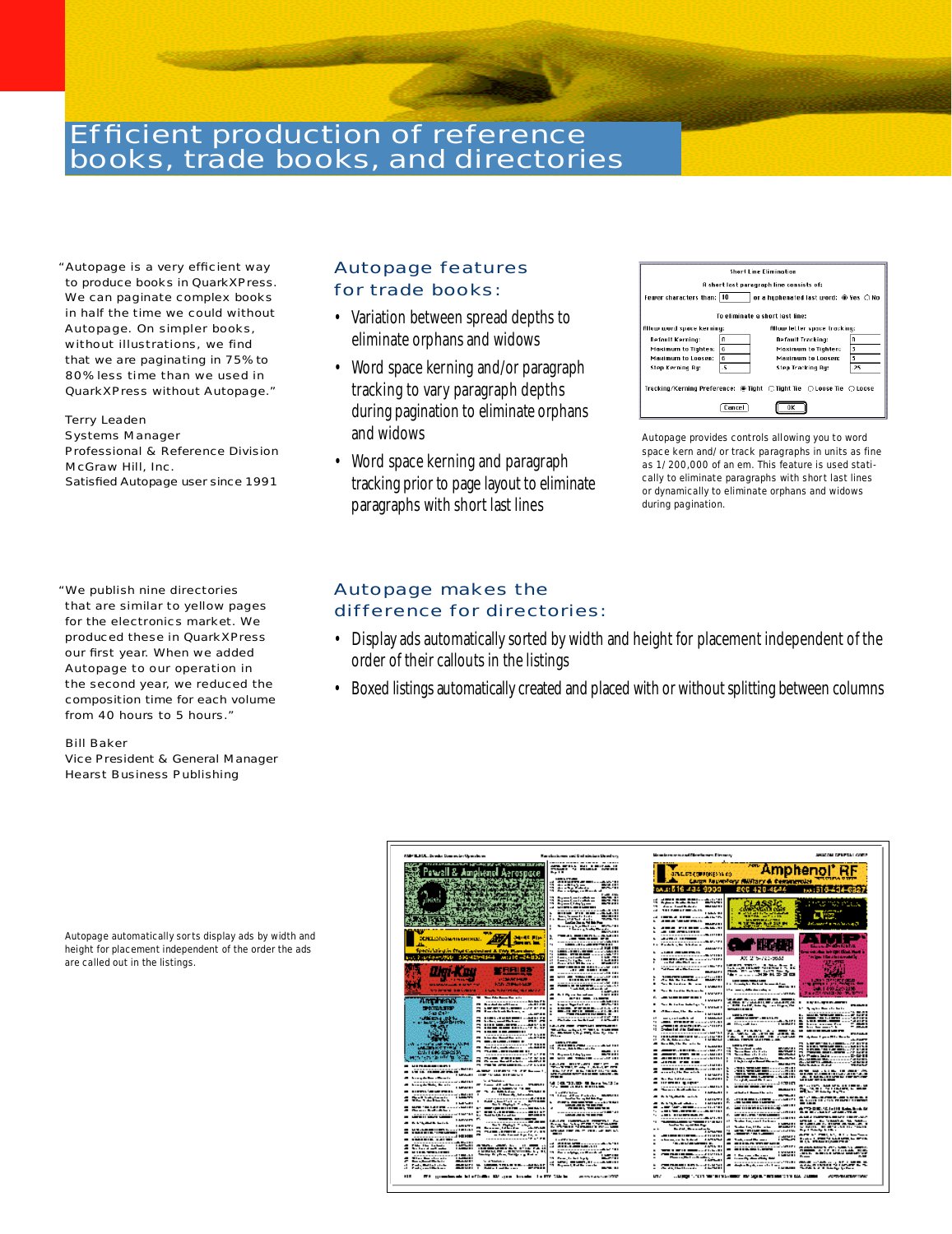# Efficient production of reference books, trade books, and directories

"Autopage is a very efficient way to produce books in QuarkXPress. We can paginate complex books in half the time we could without Autopage. On simpler books, without illustrations, we find that we are paginating in 75% to 80% less time than we used in QuarkXPress without Autopage."

Terry Leaden
Systems Manager
Professional & Reference Division
McGraw Hill, Inc.
Satisfied Autopage user since 1991

## Autopage features for trade books:

- Variation between spread depths to eliminate orphans and widows
- Word space kerning and/or paragraph tracking to vary paragraph depths during pagination to eliminate orphans and widows
- Word space kerning and paragraph tracking prior to page layout to eliminate paragraphs with short last lines

Autopage provides controls allowing you to word space kern and/or track paragraphs in units as fine as 1/200,000 of an em. This feature is used statically to eliminate paragraphs with short last lines or dynamically to eliminate orphans and widows during pagination.

"We publish nine directories that are similar to yellow pages for the electronics market. We produced these in QuarkXPress our first year. When we added Autopage to our operation in the second year, we reduced the composition time for each volume from 40 hours to 5 hours."

Bill Baker
Vice President & General Manager
Hearst Business Publishing

## Autopage makes the difference for directories:

- Display ads automatically sorted by width and height for placement independent of the order of their callouts in the listings
- Boxed listings automatically created and placed with or without splitting between columns

Autopage automatically sorts display ads by width and height for placement independent of the order the ads are called out in the listings.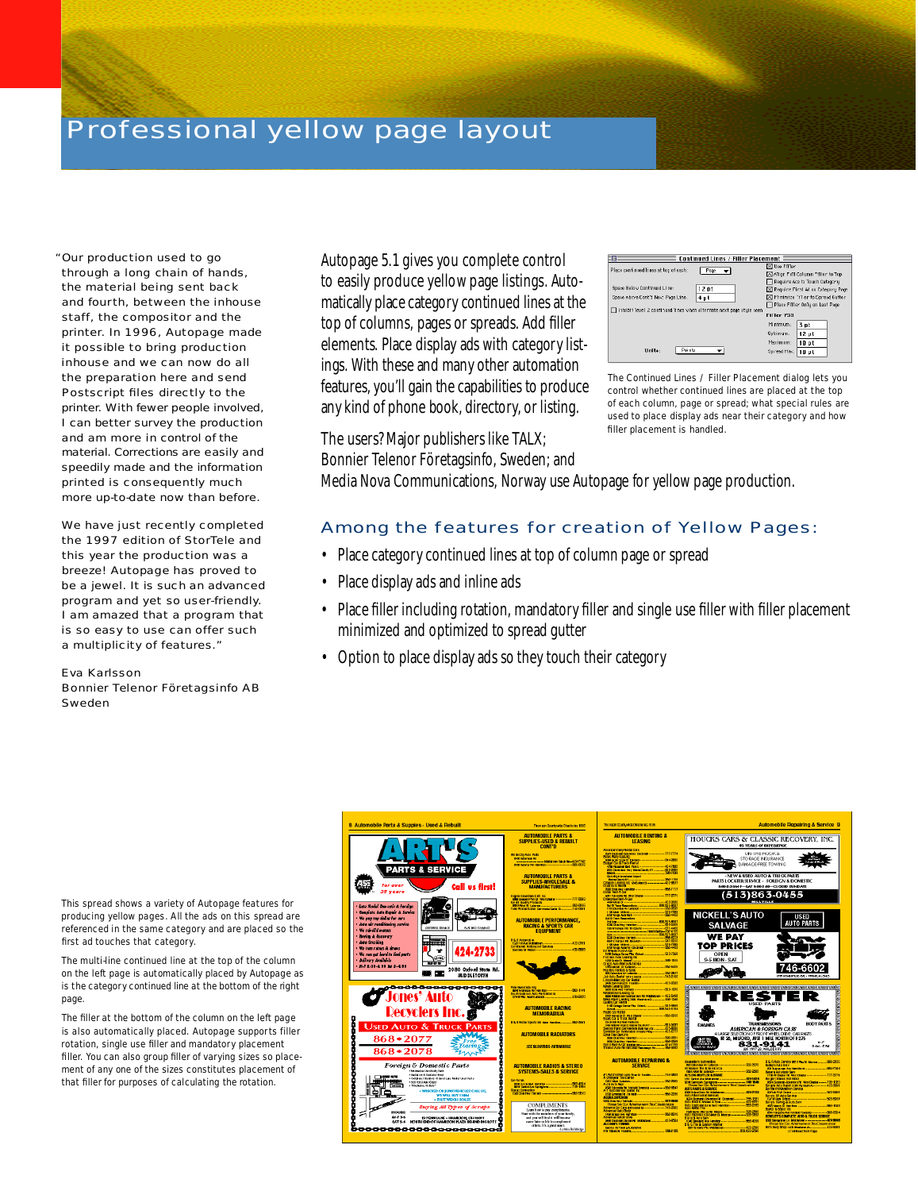# Professional yellow page layout

"Our production used to go through a long chain of hands, the material being sent back and fourth, between the inhouse staff, the compositor and the printer. In 1996, Autopage made it possible to bring production inhouse and we can now do all the preparation here and send Postscript files directly to the printer. With fewer people involved, I can better survey the production and am more in control of the material. Corrections are easily and speedily made and the information printed is consequently much more up-to-date now than before.

We have just recently completed the 1997 edition of StorTele and this year the production was a breeze! Autopage has proved to be a jewel. It is such an advanced program and yet so user-friendly. I am amazed that a program that is so easy to use can offer such a multiplicity of features."

Eva Karlsson
Bonnier Telenor Företagsinfo AB
Sweden

Autopage 5.1 gives you complete control to easily produce yellow page listings. Automatically place category continued lines at the top of columns, pages or spreads. Add filler elements. Place display ads with category listings. With these and many other automation features, you'll gain the capabilities to produce any kind of phone book, directory, or listing.

The users? Major publishers like TALX; Bonnier Telenor Företagsinfo, Sweden; and Media Nova Communications, Norway use Autopage for yellow page production.

The Continued Lines / Filler Placement dialog lets you control whether continued lines are placed at the top of each column, page or spread; what special rules are used to place display ads near their category and how filler placement is handled.

## Among the features for creation of Yellow Pages:

- Place category continued lines at top of column page or spread
- Place display ads and inline ads
- Place filler including rotation, mandatory filler and single use filler with filler placement minimized and optimized to spread gutter
- Option to place display ads so they touch their category

This spread shows a variety of Autopage features for producing yellow pages. All the ads on this spread are referenced in the same category and are placed so the first ad touches that category.

The multi-line continued line at the top of the column on the left page is automatically placed by Autopage as is the category continued line at the bottom of the right page.

The filler at the bottom of the column on the left page is also automatically placed. Autopage supports filler rotation, single use filler and mandatory placement filler. You can also group filler of varying sizes so placement of any one of the sizes constitutes placement of that filler for purposes of calculating the rotation.